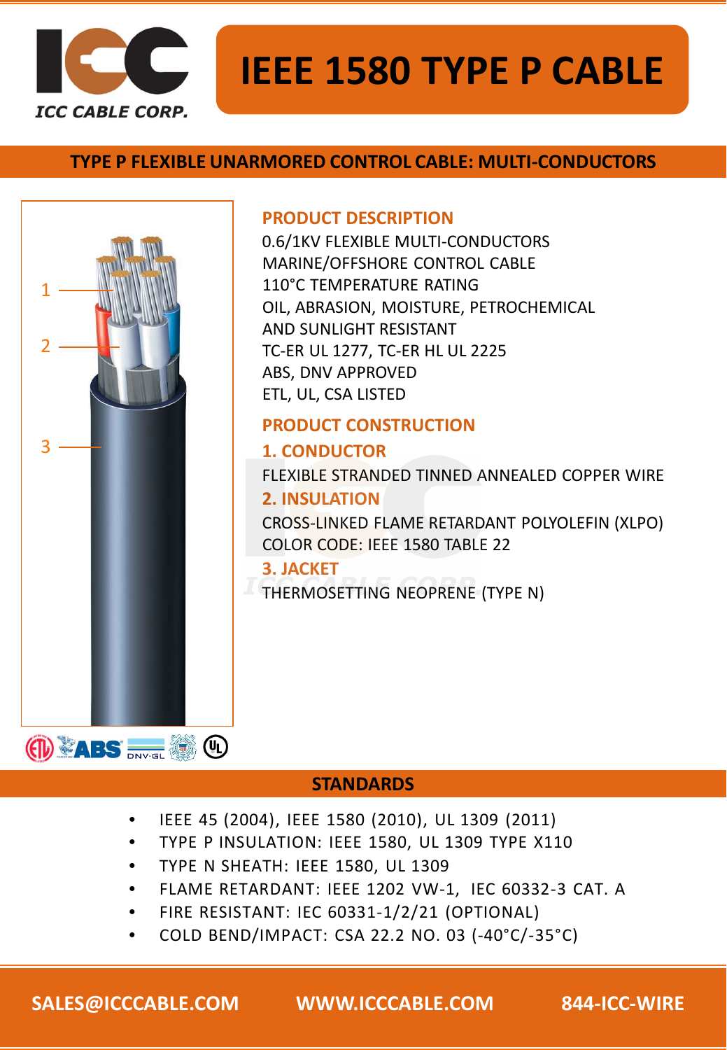ICC CABLE CORP.

# IEEE 1580 TYPE P CABLE

## TYPE P FLEXIBLE UNARMORED CONTROL CABLE: MULTI-CONDUCTORS

1
2
3

### PRODUCT DESCRIPTION

0.6/1KV FLEXIBLE MULTI-CONDUCTORS
MARINE/OFFSHORE CONTROL CABLE
110°C TEMPERATURE RATING
OIL, ABRASION, MOISTURE, PETROCHEMICAL AND SUNLIGHT RESISTANT
TC-ER UL 1277, TC-ER HL UL 2225
ABS, DNV APPROVED
ETL, UL, CSA LISTED

### PRODUCT CONSTRUCTION

#### 1. CONDUCTOR

FLEXIBLE STRANDED TINNED ANNEALED COPPER WIRE

#### 2. INSULATION

CROSS-LINKED FLAME RETARDANT POLYOLEFIN (XLPO)
COLOR CODE: IEEE 1580 TABLE 22

#### 3. JACKET

THERMOSETTING NEOPRENE (TYPE N)

## STANDARDS

- IEEE 45 (2004), IEEE 1580 (2010), UL 1309 (2011)
- TYPE P INSULATION: IEEE 1580, UL 1309 TYPE X110
- TYPE N SHEATH: IEEE 1580, UL 1309
- FLAME RETARDANT: IEEE 1202 VW-1, IEC 60332-3 CAT. A
- FIRE RESISTANT: IEC 60331-1/2/21 (OPTIONAL)
- COLD BEND/IMPACT: CSA 22.2 NO. 03 (-40°C/-35°C)

SALES@ICCCABLE.COM WWW.ICCCABLE.COM 844-ICC-WIRE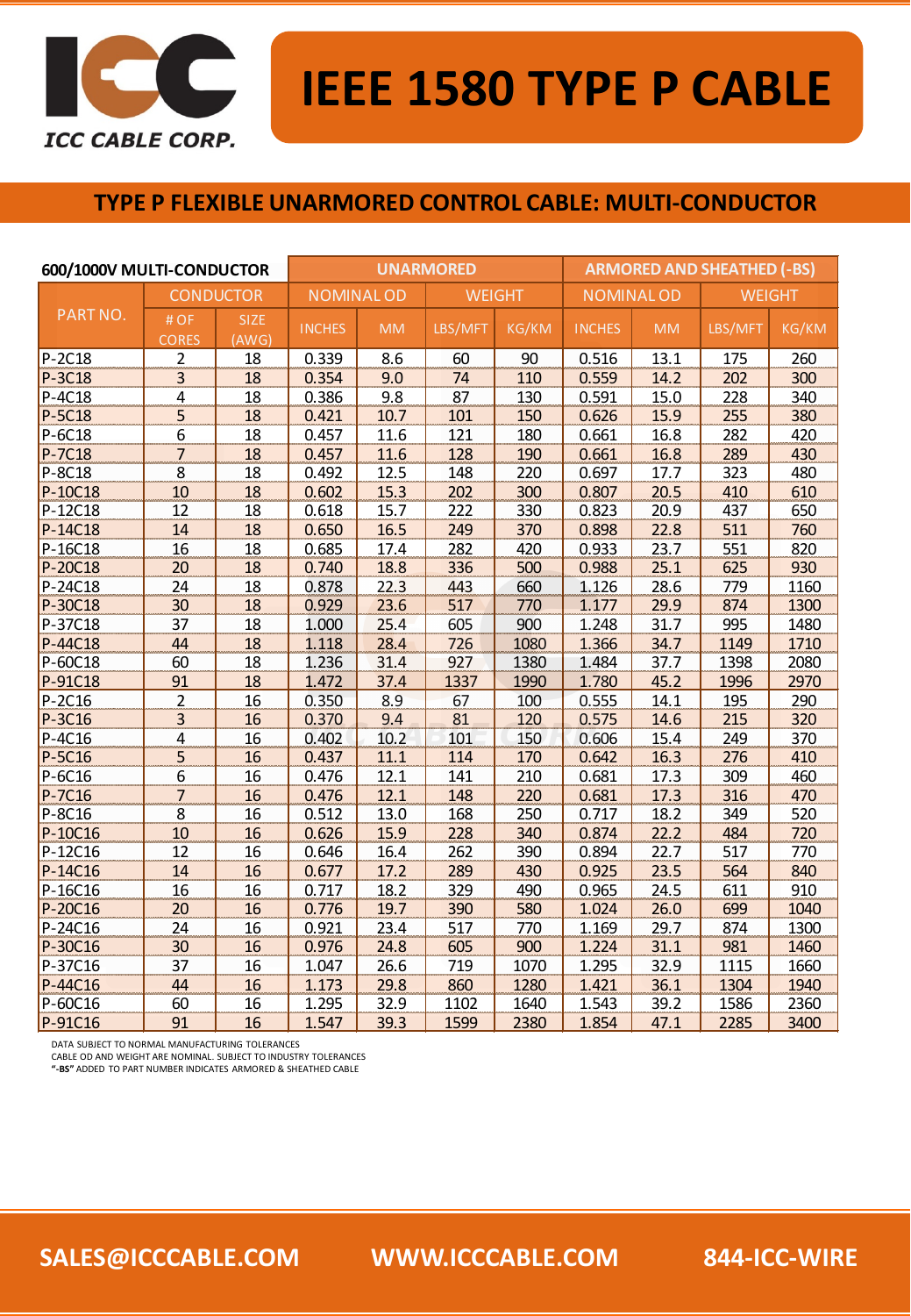# IEEE 1580 TYPE P CABLE

ICC CABLE CORP.

## TYPE P FLEXIBLE UNARMORED CONTROL CABLE: MULTI-CONDUCTOR

| 600/1000V MULTI-CONDUCTOR | | | UNARMORED | | | | ARMORED AND SHEATHED (-BS) | | | |
|---|---|---|---|---|---|---|---|---|---|---|
| PART NO. | CONDUCTOR | | NOMINAL OD | | WEIGHT | | NOMINAL OD | | WEIGHT | |
| | # OF CORES | SIZE (AWG) | INCHES | MM | LBS/MFT | KG/KM | INCHES | MM | LBS/MFT | KG/KM |
| P-2C18 | 2 | 18 | 0.339 | 8.6 | 60 | 90 | 0.516 | 13.1 | 175 | 260 |
| P-3C18 | 3 | 18 | 0.354 | 9.0 | 74 | 110 | 0.559 | 14.2 | 202 | 300 |
| P-4C18 | 4 | 18 | 0.386 | 9.8 | 87 | 130 | 0.591 | 15.0 | 228 | 340 |
| P-5C18 | 5 | 18 | 0.421 | 10.7 | 101 | 150 | 0.626 | 15.9 | 255 | 380 |
| P-6C18 | 6 | 18 | 0.457 | 11.6 | 121 | 180 | 0.661 | 16.8 | 282 | 420 |
| P-7C18 | 7 | 18 | 0.457 | 11.6 | 128 | 190 | 0.661 | 16.8 | 289 | 430 |
| P-8C18 | 8 | 18 | 0.492 | 12.5 | 148 | 220 | 0.697 | 17.7 | 323 | 480 |
| P-10C18 | 10 | 18 | 0.602 | 15.3 | 202 | 300 | 0.807 | 20.5 | 410 | 610 |
| P-12C18 | 12 | 18 | 0.618 | 15.7 | 222 | 330 | 0.823 | 20.9 | 437 | 650 |
| P-14C18 | 14 | 18 | 0.650 | 16.5 | 249 | 370 | 0.898 | 22.8 | 511 | 760 |
| P-16C18 | 16 | 18 | 0.685 | 17.4 | 282 | 420 | 0.933 | 23.7 | 551 | 820 |
| P-20C18 | 20 | 18 | 0.740 | 18.8 | 336 | 500 | 0.988 | 25.1 | 625 | 930 |
| P-24C18 | 24 | 18 | 0.878 | 22.3 | 443 | 660 | 1.126 | 28.6 | 779 | 1160 |
| P-30C18 | 30 | 18 | 0.929 | 23.6 | 517 | 770 | 1.177 | 29.9 | 874 | 1300 |
| P-37C18 | 37 | 18 | 1.000 | 25.4 | 605 | 900 | 1.248 | 31.7 | 995 | 1480 |
| P-44C18 | 44 | 18 | 1.118 | 28.4 | 726 | 1080 | 1.366 | 34.7 | 1149 | 1710 |
| P-60C18 | 60 | 18 | 1.236 | 31.4 | 927 | 1380 | 1.484 | 37.7 | 1398 | 2080 |
| P-91C18 | 91 | 18 | 1.472 | 37.4 | 1337 | 1990 | 1.780 | 45.2 | 1996 | 2970 |
| P-2C16 | 2 | 16 | 0.350 | 8.9 | 67 | 100 | 0.555 | 14.1 | 195 | 290 |
| P-3C16 | 3 | 16 | 0.370 | 9.4 | 81 | 120 | 0.575 | 14.6 | 215 | 320 |
| P-4C16 | 4 | 16 | 0.402 | 10.2 | 101 | 150 | 0.606 | 15.4 | 249 | 370 |
| P-5C16 | 5 | 16 | 0.437 | 11.1 | 114 | 170 | 0.642 | 16.3 | 276 | 410 |
| P-6C16 | 6 | 16 | 0.476 | 12.1 | 141 | 210 | 0.681 | 17.3 | 309 | 460 |
| P-7C16 | 7 | 16 | 0.476 | 12.1 | 148 | 220 | 0.681 | 17.3 | 316 | 470 |
| P-8C16 | 8 | 16 | 0.512 | 13.0 | 168 | 250 | 0.717 | 18.2 | 349 | 520 |
| P-10C16 | 10 | 16 | 0.626 | 15.9 | 228 | 340 | 0.874 | 22.2 | 484 | 720 |
| P-12C16 | 12 | 16 | 0.646 | 16.4 | 262 | 390 | 0.894 | 22.7 | 517 | 770 |
| P-14C16 | 14 | 16 | 0.677 | 17.2 | 289 | 430 | 0.925 | 23.5 | 564 | 840 |
| P-16C16 | 16 | 16 | 0.717 | 18.2 | 329 | 490 | 0.965 | 24.5 | 611 | 910 |
| P-20C16 | 20 | 16 | 0.776 | 19.7 | 390 | 580 | 1.024 | 26.0 | 699 | 1040 |
| P-24C16 | 24 | 16 | 0.921 | 23.4 | 517 | 770 | 1.169 | 29.7 | 874 | 1300 |
| P-30C16 | 30 | 16 | 0.976 | 24.8 | 605 | 900 | 1.224 | 31.1 | 981 | 1460 |
| P-37C16 | 37 | 16 | 1.047 | 26.6 | 719 | 1070 | 1.295 | 32.9 | 1115 | 1660 |
| P-44C16 | 44 | 16 | 1.173 | 29.8 | 860 | 1280 | 1.421 | 36.1 | 1304 | 1940 |
| P-60C16 | 60 | 16 | 1.295 | 32.9 | 1102 | 1640 | 1.543 | 39.2 | 1586 | 2360 |
| P-91C16 | 91 | 16 | 1.547 | 39.3 | 1599 | 2380 | 1.854 | 47.1 | 2285 | 3400 |

DATA SUBJECT TO NORMAL MANUFACTURING TOLERANCES
CABLE OD AND WEIGHT ARE NOMINAL. SUBJECT TO INDUSTRY TOLERANCES
**"-BS"** ADDED TO PART NUMBER INDICATES ARMORED & SHEATHED CABLE

SALES@ICCCABLE.COM WWW.ICCCABLE.COM 844-ICC-WIRE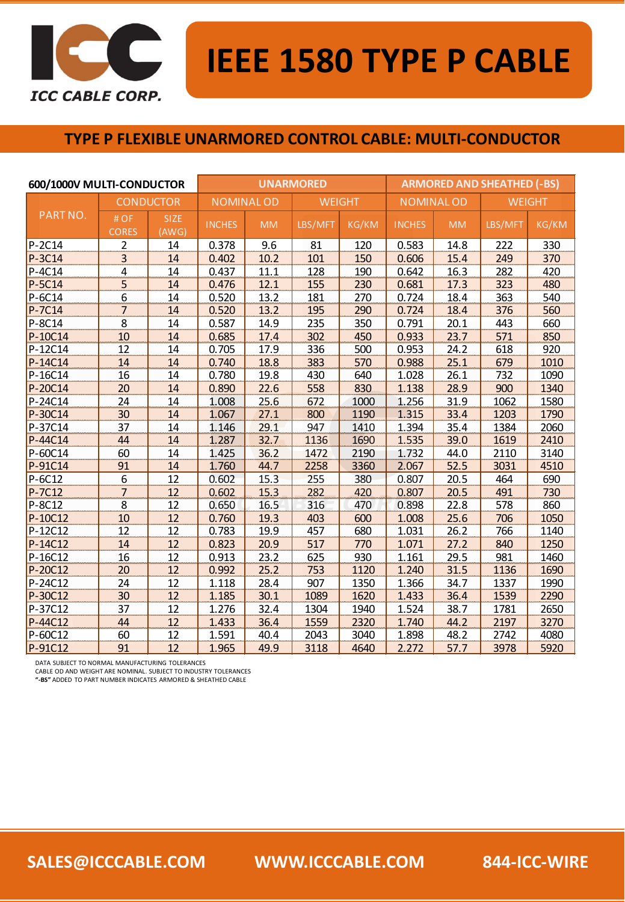ICC CABLE CORP.

# IEEE 1580 TYPE P CABLE

## TYPE P FLEXIBLE UNARMORED CONTROL CABLE: MULTI-CONDUCTOR

| 600/1000V MULTI-CONDUCTOR | | | UNARMORED | | | | ARMORED AND SHEATHED (-BS) | | | |
|---|---|---|---|---|---|---|---|---|---|---|
| PART NO. | CONDUCTOR | | NOMINAL OD | | WEIGHT | | NOMINAL OD | | WEIGHT | |
| | # OF CORES | SIZE (AWG) | INCHES | MM | LBS/MFT | KG/KM | INCHES | MM | LBS/MFT | KG/KM |
| P-2C14 | 2 | 14 | 0.378 | 9.6 | 81 | 120 | 0.583 | 14.8 | 222 | 330 |
| P-3C14 | 3 | 14 | 0.402 | 10.2 | 101 | 150 | 0.606 | 15.4 | 249 | 370 |
| P-4C14 | 4 | 14 | 0.437 | 11.1 | 128 | 190 | 0.642 | 16.3 | 282 | 420 |
| P-5C14 | 5 | 14 | 0.476 | 12.1 | 155 | 230 | 0.681 | 17.3 | 323 | 480 |
| P-6C14 | 6 | 14 | 0.520 | 13.2 | 181 | 270 | 0.724 | 18.4 | 363 | 540 |
| P-7C14 | 7 | 14 | 0.520 | 13.2 | 195 | 290 | 0.724 | 18.4 | 376 | 560 |
| P-8C14 | 8 | 14 | 0.587 | 14.9 | 235 | 350 | 0.791 | 20.1 | 443 | 660 |
| P-10C14 | 10 | 14 | 0.685 | 17.4 | 302 | 450 | 0.933 | 23.7 | 571 | 850 |
| P-12C14 | 12 | 14 | 0.705 | 17.9 | 336 | 500 | 0.953 | 24.2 | 618 | 920 |
| P-14C14 | 14 | 14 | 0.740 | 18.8 | 383 | 570 | 0.988 | 25.1 | 679 | 1010 |
| P-16C14 | 16 | 14 | 0.780 | 19.8 | 430 | 640 | 1.028 | 26.1 | 732 | 1090 |
| P-20C14 | 20 | 14 | 0.890 | 22.6 | 558 | 830 | 1.138 | 28.9 | 900 | 1340 |
| P-24C14 | 24 | 14 | 1.008 | 25.6 | 672 | 1000 | 1.256 | 31.9 | 1062 | 1580 |
| P-30C14 | 30 | 14 | 1.067 | 27.1 | 800 | 1190 | 1.315 | 33.4 | 1203 | 1790 |
| P-37C14 | 37 | 14 | 1.146 | 29.1 | 947 | 1410 | 1.394 | 35.4 | 1384 | 2060 |
| P-44C14 | 44 | 14 | 1.287 | 32.7 | 1136 | 1690 | 1.535 | 39.0 | 1619 | 2410 |
| P-60C14 | 60 | 14 | 1.425 | 36.2 | 1472 | 2190 | 1.732 | 44.0 | 2110 | 3140 |
| P-91C14 | 91 | 14 | 1.760 | 44.7 | 2258 | 3360 | 2.067 | 52.5 | 3031 | 4510 |
| P-6C12 | 6 | 12 | 0.602 | 15.3 | 255 | 380 | 0.807 | 20.5 | 464 | 690 |
| P-7C12 | 7 | 12 | 0.602 | 15.3 | 282 | 420 | 0.807 | 20.5 | 491 | 730 |
| P-8C12 | 8 | 12 | 0.650 | 16.5 | 316 | 470 | 0.898 | 22.8 | 578 | 860 |
| P-10C12 | 10 | 12 | 0.760 | 19.3 | 403 | 600 | 1.008 | 25.6 | 706 | 1050 |
| P-12C12 | 12 | 12 | 0.783 | 19.9 | 457 | 680 | 1.031 | 26.2 | 766 | 1140 |
| P-14C12 | 14 | 12 | 0.823 | 20.9 | 517 | 770 | 1.071 | 27.2 | 840 | 1250 |
| P-16C12 | 16 | 12 | 0.913 | 23.2 | 625 | 930 | 1.161 | 29.5 | 981 | 1460 |
| P-20C12 | 20 | 12 | 0.992 | 25.2 | 753 | 1120 | 1.240 | 31.5 | 1136 | 1690 |
| P-24C12 | 24 | 12 | 1.118 | 28.4 | 907 | 1350 | 1.366 | 34.7 | 1337 | 1990 |
| P-30C12 | 30 | 12 | 1.185 | 30.1 | 1089 | 1620 | 1.433 | 36.4 | 1539 | 2290 |
| P-37C12 | 37 | 12 | 1.276 | 32.4 | 1304 | 1940 | 1.524 | 38.7 | 1781 | 2650 |
| P-44C12 | 44 | 12 | 1.433 | 36.4 | 1559 | 2320 | 1.740 | 44.2 | 2197 | 3270 |
| P-60C12 | 60 | 12 | 1.591 | 40.4 | 2043 | 3040 | 1.898 | 48.2 | 2742 | 4080 |
| P-91C12 | 91 | 12 | 1.965 | 49.9 | 3118 | 4640 | 2.272 | 57.7 | 3978 | 5920 |

DATA SUBJECT TO NORMAL MANUFACTURING TOLERANCES
CABLE OD AND WEIGHT ARE NOMINAL. SUBJECT TO INDUSTRY TOLERANCES
**"-BS"** ADDED TO PART NUMBER INDICATES ARMORED & SHEATHED CABLE

SALES@ICCCABLE.COM WWW.ICCCABLE.COM 844-ICC-WIRE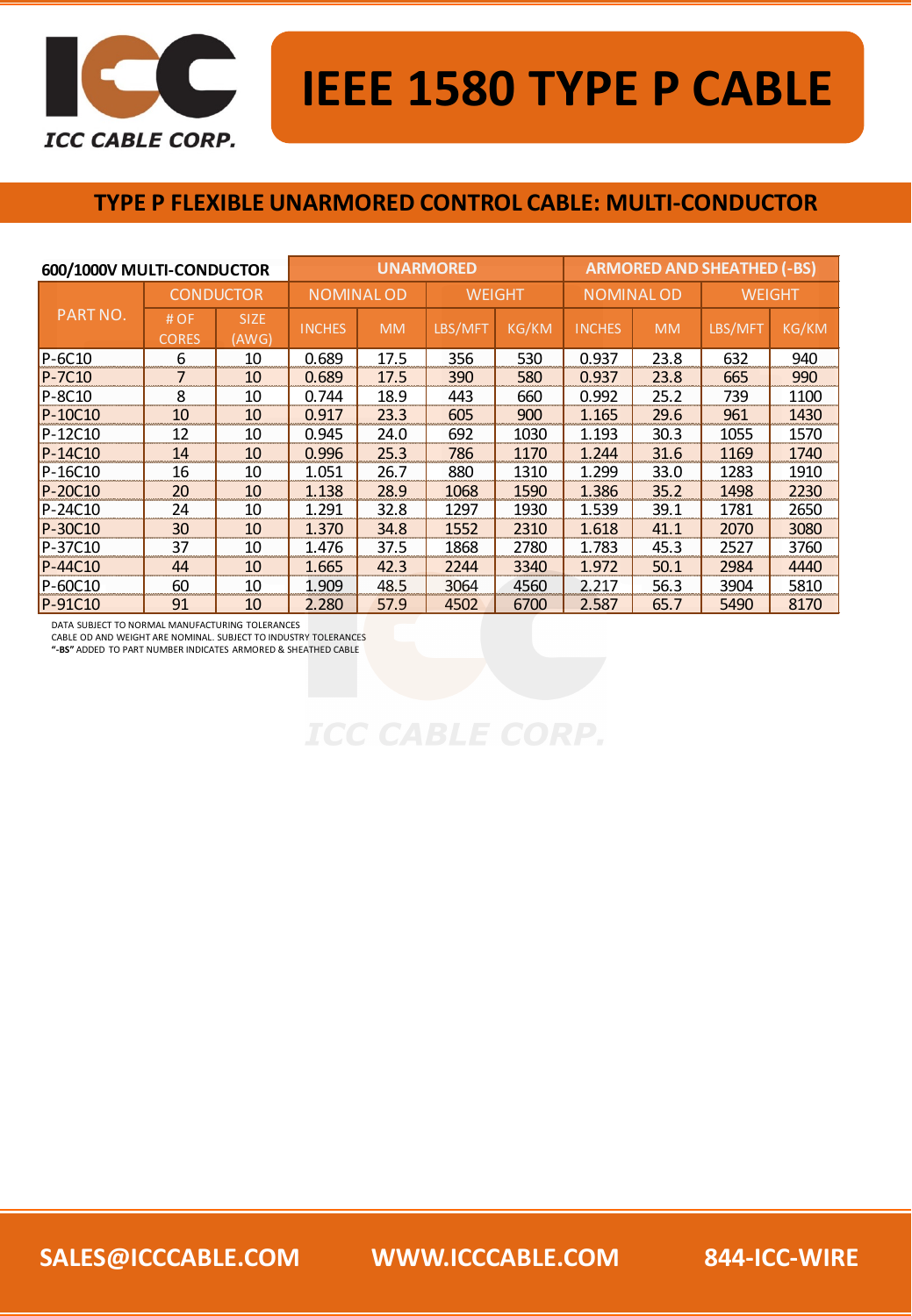ICC CABLE CORP.

# IEEE 1580 TYPE P CABLE

## TYPE P FLEXIBLE UNARMORED CONTROL CABLE: MULTI-CONDUCTOR

| 600/1000V MULTI-CONDUCTOR | | | UNARMORED | | | | ARMORED AND SHEATHED (-BS) | | | |
|---|---|---|---|---|---|---|---|---|---|---|
| PART NO. | CONDUCTOR | | NOMINAL OD | | WEIGHT | | NOMINAL OD | | WEIGHT | |
| | # OF CORES | SIZE (AWG) | INCHES | MM | LBS/MFT | KG/KM | INCHES | MM | LBS/MFT | KG/KM |
| P-6C10 | 6 | 10 | 0.689 | 17.5 | 356 | 530 | 0.937 | 23.8 | 632 | 940 |
| P-7C10 | 7 | 10 | 0.689 | 17.5 | 390 | 580 | 0.937 | 23.8 | 665 | 990 |
| P-8C10 | 8 | 10 | 0.744 | 18.9 | 443 | 660 | 0.992 | 25.2 | 739 | 1100 |
| P-10C10 | 10 | 10 | 0.917 | 23.3 | 605 | 900 | 1.165 | 29.6 | 961 | 1430 |
| P-12C10 | 12 | 10 | 0.945 | 24.0 | 692 | 1030 | 1.193 | 30.3 | 1055 | 1570 |
| P-14C10 | 14 | 10 | 0.996 | 25.3 | 786 | 1170 | 1.244 | 31.6 | 1169 | 1740 |
| P-16C10 | 16 | 10 | 1.051 | 26.7 | 880 | 1310 | 1.299 | 33.0 | 1283 | 1910 |
| P-20C10 | 20 | 10 | 1.138 | 28.9 | 1068 | 1590 | 1.386 | 35.2 | 1498 | 2230 |
| P-24C10 | 24 | 10 | 1.291 | 32.8 | 1297 | 1930 | 1.539 | 39.1 | 1781 | 2650 |
| P-30C10 | 30 | 10 | 1.370 | 34.8 | 1552 | 2310 | 1.618 | 41.1 | 2070 | 3080 |
| P-37C10 | 37 | 10 | 1.476 | 37.5 | 1868 | 2780 | 1.783 | 45.3 | 2527 | 3760 |
| P-44C10 | 44 | 10 | 1.665 | 42.3 | 2244 | 3340 | 1.972 | 50.1 | 2984 | 4440 |
| P-60C10 | 60 | 10 | 1.909 | 48.5 | 3064 | 4560 | 2.217 | 56.3 | 3904 | 5810 |
| P-91C10 | 91 | 10 | 2.280 | 57.9 | 4502 | 6700 | 2.587 | 65.7 | 5490 | 8170 |

DATA SUBJECT TO NORMAL MANUFACTURING TOLERANCES
CABLE OD AND WEIGHT ARE NOMINAL. SUBJECT TO INDUSTRY TOLERANCES
**"-BS"** ADDED TO PART NUMBER INDICATES ARMORED & SHEATHED CABLE

SALES@ICCCABLE.COM WWW.ICCCABLE.COM 844-ICC-WIRE